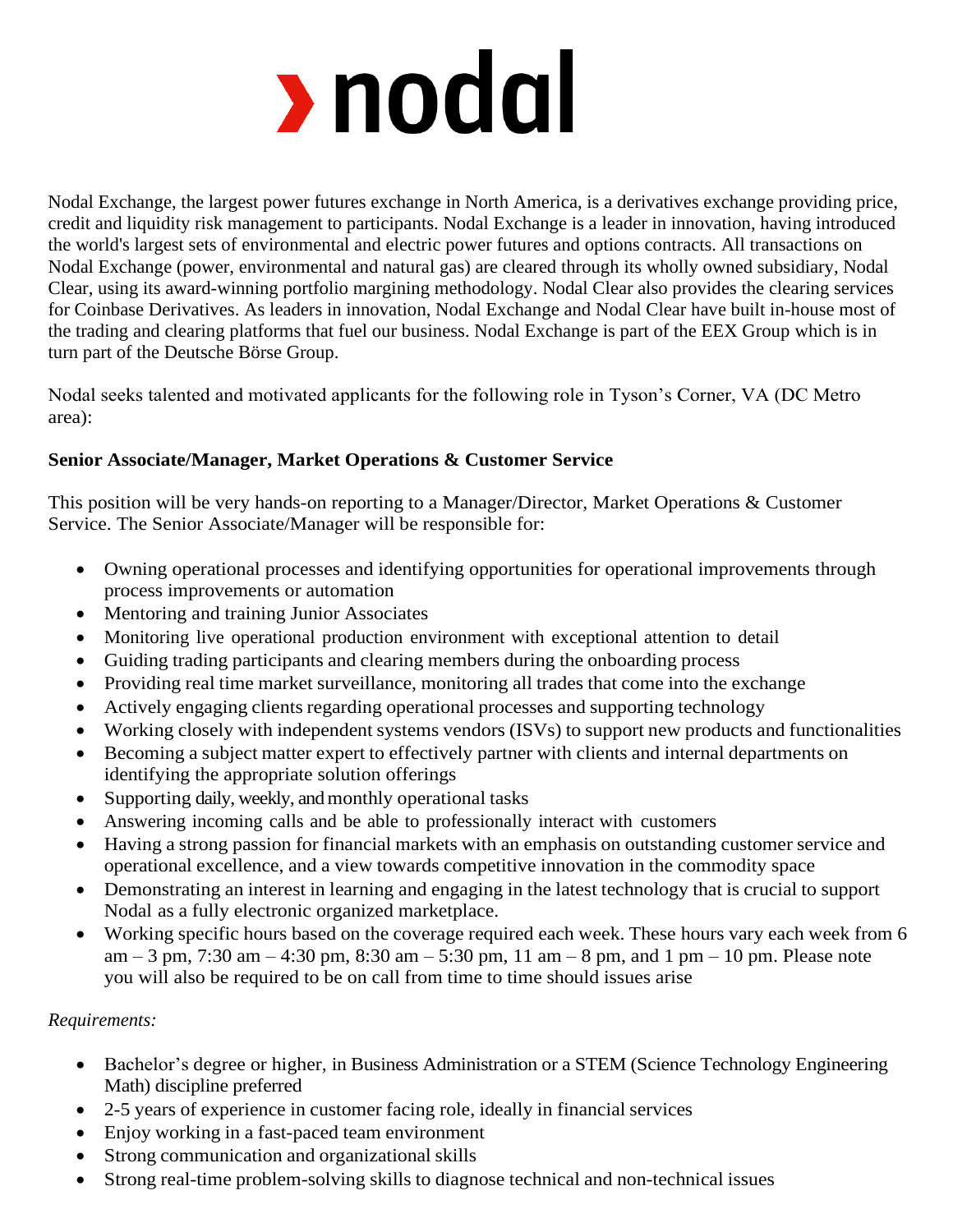# › nodal

Nodal Exchange, the largest power futures exchange in North America, is a derivatives exchange providing price, credit and liquidity risk management to participants. Nodal Exchange is a leader in innovation, having introduced the world's largest sets of environmental and electric power futures and options contracts. All transactions on Nodal Exchange (power, environmental and natural gas) are cleared through its wholly owned subsidiary, Nodal Clear, using its award-winning portfolio margining methodology. Nodal Clear also provides the clearing services for Coinbase Derivatives. As leaders in innovation, Nodal Exchange and Nodal Clear have built in-house most of the trading and clearing platforms that fuel our business. Nodal Exchange is part of the EEX Group which is in turn part of the Deutsche Börse Group.

Nodal seeks talented and motivated applicants for the following role in Tyson's Corner, VA (DC Metro area):

**Senior Associate/Manager, Market Operations & Customer Service**

This position will be very hands-on reporting to a Manager/Director, Market Operations & Customer Service. The Senior Associate/Manager will be responsible for:

- Owning operational processes and identifying opportunities for operational improvements through process improvements or automation
- Mentoring and training Junior Associates
- Monitoring live operational production environment with exceptional attention to detail
- Guiding trading participants and clearing members during the onboarding process
- Providing real time market surveillance, monitoring all trades that come into the exchange
- Actively engaging clients regarding operational processes and supporting technology
- Working closely with independent systems vendors (ISVs) to support new products and functionalities
- Becoming a subject matter expert to effectively partner with clients and internal departments on identifying the appropriate solution offerings
- Supporting daily, weekly, and monthly operational tasks
- Answering incoming calls and be able to professionally interact with customers
- Having a strong passion for financial markets with an emphasis on outstanding customer service and operational excellence, and a view towards competitive innovation in the commodity space
- Demonstrating an interest in learning and engaging in the latest technology that is crucial to support Nodal as a fully electronic organized marketplace.
- Working specific hours based on the coverage required each week. These hours vary each week from 6 am – 3 pm, 7:30 am – 4:30 pm, 8:30 am – 5:30 pm, 11 am – 8 pm, and 1 pm – 10 pm. Please note you will also be required to be on call from time to time should issues arise

*Requirements:*

- Bachelor's degree or higher, in Business Administration or a STEM (Science Technology Engineering Math) discipline preferred
- 2-5 years of experience in customer facing role, ideally in financial services
- Enjoy working in a fast-paced team environment
- Strong communication and organizational skills
- Strong real-time problem-solving skills to diagnose technical and non-technical issues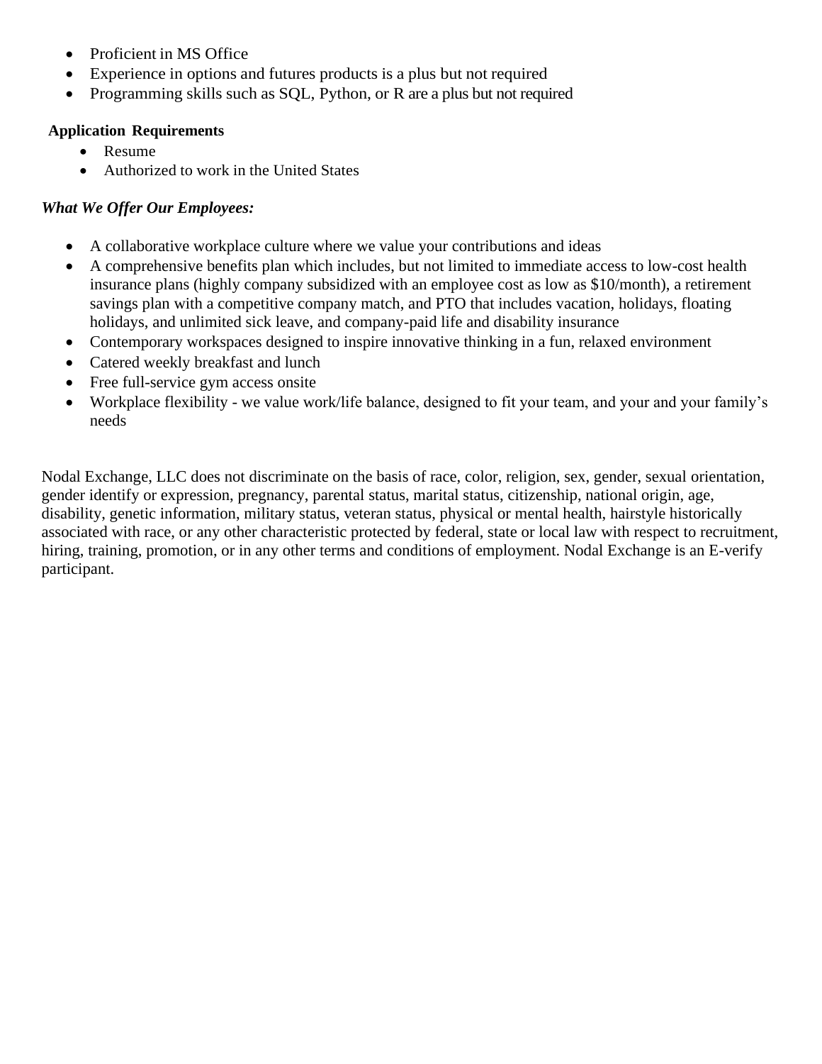- Proficient in MS Office
- Experience in options and futures products is a plus but not required
- Programming skills such as SQL, Python, or R are a plus but not required

**Application Requirements**

- Resume
- Authorized to work in the United States

***What We Offer Our Employees:***

- A collaborative workplace culture where we value your contributions and ideas
- A comprehensive benefits plan which includes, but not limited to immediate access to low-cost health insurance plans (highly company subsidized with an employee cost as low as $10/month), a retirement savings plan with a competitive company match, and PTO that includes vacation, holidays, floating holidays, and unlimited sick leave, and company-paid life and disability insurance
- Contemporary workspaces designed to inspire innovative thinking in a fun, relaxed environment
- Catered weekly breakfast and lunch
- Free full-service gym access onsite
- Workplace flexibility - we value work/life balance, designed to fit your team, and your and your family's needs

Nodal Exchange, LLC does not discriminate on the basis of race, color, religion, sex, gender, sexual orientation, gender identify or expression, pregnancy, parental status, marital status, citizenship, national origin, age, disability, genetic information, military status, veteran status, physical or mental health, hairstyle historically associated with race, or any other characteristic protected by federal, state or local law with respect to recruitment, hiring, training, promotion, or in any other terms and conditions of employment. Nodal Exchange is an E-verify participant.